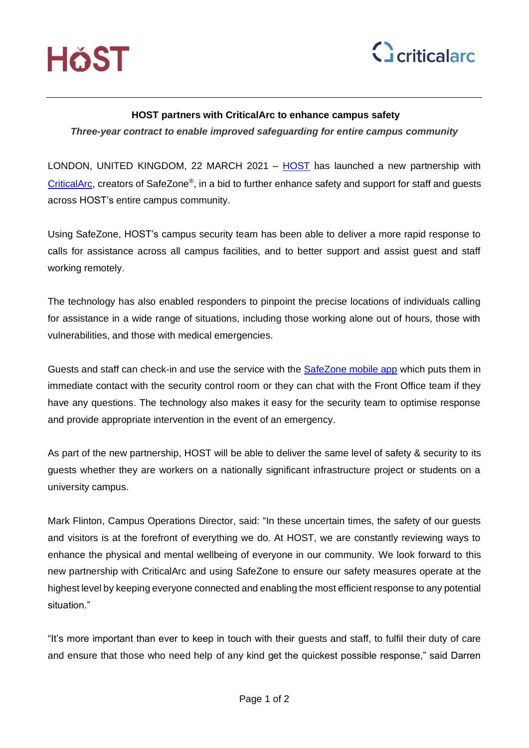HOST

criticalarc

**HOST partners with CriticalArc to enhance campus safety**

***Three-year contract to enable improved safeguarding for entire campus community***

LONDON, UNITED KINGDOM, 22 MARCH 2021 – HOST has launched a new partnership with CriticalArc, creators of SafeZone®, in a bid to further enhance safety and support for staff and guests across HOST's entire campus community.

Using SafeZone, HOST's campus security team has been able to deliver a more rapid response to calls for assistance across all campus facilities, and to better support and assist guest and staff working remotely.

The technology has also enabled responders to pinpoint the precise locations of individuals calling for assistance in a wide range of situations, including those working alone out of hours, those with vulnerabilities, and those with medical emergencies.

Guests and staff can check-in and use the service with the SafeZone mobile app which puts them in immediate contact with the security control room or they can chat with the Front Office team if they have any questions. The technology also makes it easy for the security team to optimise response and provide appropriate intervention in the event of an emergency.

As part of the new partnership, HOST will be able to deliver the same level of safety & security to its guests whether they are workers on a nationally significant infrastructure project or students on a university campus.

Mark Flinton, Campus Operations Director, said: "In these uncertain times, the safety of our guests and visitors is at the forefront of everything we do. At HOST, we are constantly reviewing ways to enhance the physical and mental wellbeing of everyone in our community. We look forward to this new partnership with CriticalArc and using SafeZone to ensure our safety measures operate at the highest level by keeping everyone connected and enabling the most efficient response to any potential situation."

"It's more important than ever to keep in touch with their guests and staff, to fulfil their duty of care and ensure that those who need help of any kind get the quickest possible response," said Darren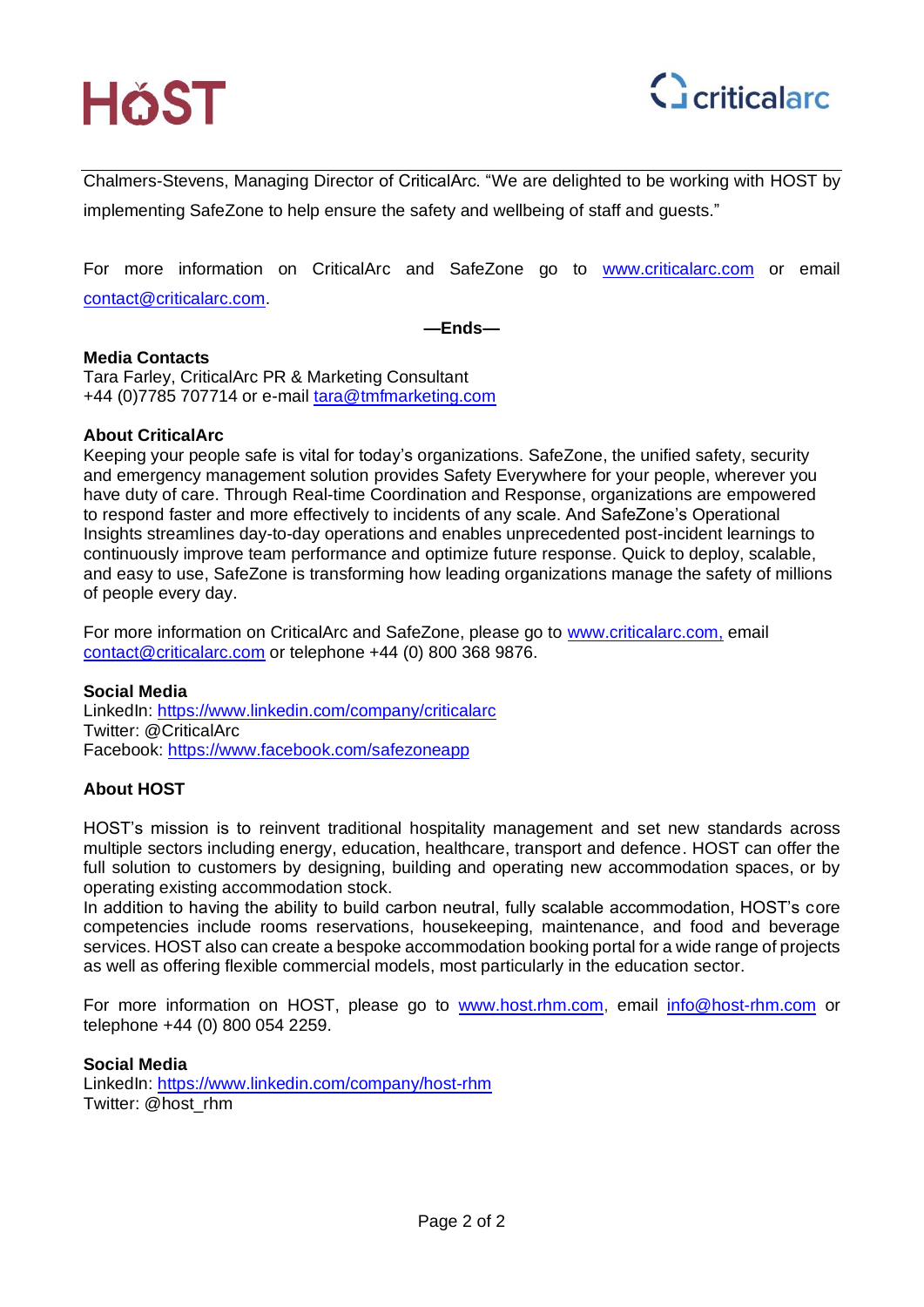Chalmers-Stevens, Managing Director of CriticalArc. "We are delighted to be working with HOST by implementing SafeZone to help ensure the safety and wellbeing of staff and guests."

For more information on CriticalArc and SafeZone go to www.criticalarc.com or email contact@criticalarc.com.

**—Ends—**

**Media Contacts**
Tara Farley, CriticalArc PR & Marketing Consultant
+44 (0)7785 707714 or e-mail tara@tmfmarketing.com

**About CriticalArc**
Keeping your people safe is vital for today's organizations. SafeZone, the unified safety, security and emergency management solution provides Safety Everywhere for your people, wherever you have duty of care. Through Real-time Coordination and Response, organizations are empowered to respond faster and more effectively to incidents of any scale. And SafeZone's Operational Insights streamlines day-to-day operations and enables unprecedented post-incident learnings to continuously improve team performance and optimize future response. Quick to deploy, scalable, and easy to use, SafeZone is transforming how leading organizations manage the safety of millions of people every day.

For more information on CriticalArc and SafeZone, please go to www.criticalarc.com, email contact@criticalarc.com or telephone +44 (0) 800 368 9876.

**Social Media**
LinkedIn: https://www.linkedin.com/company/criticalarc
Twitter: @CriticalArc
Facebook: https://www.facebook.com/safezoneapp

**About HOST**

HOST's mission is to reinvent traditional hospitality management and set new standards across multiple sectors including energy, education, healthcare, transport and defence. HOST can offer the full solution to customers by designing, building and operating new accommodation spaces, or by operating existing accommodation stock.
In addition to having the ability to build carbon neutral, fully scalable accommodation, HOST's core competencies include rooms reservations, housekeeping, maintenance, and food and beverage services. HOST also can create a bespoke accommodation booking portal for a wide range of projects as well as offering flexible commercial models, most particularly in the education sector.

For more information on HOST, please go to www.host.rhm.com, email info@host-rhm.com or telephone +44 (0) 800 054 2259.

**Social Media**
LinkedIn: https://www.linkedin.com/company/host-rhm
Twitter: @host_rhm